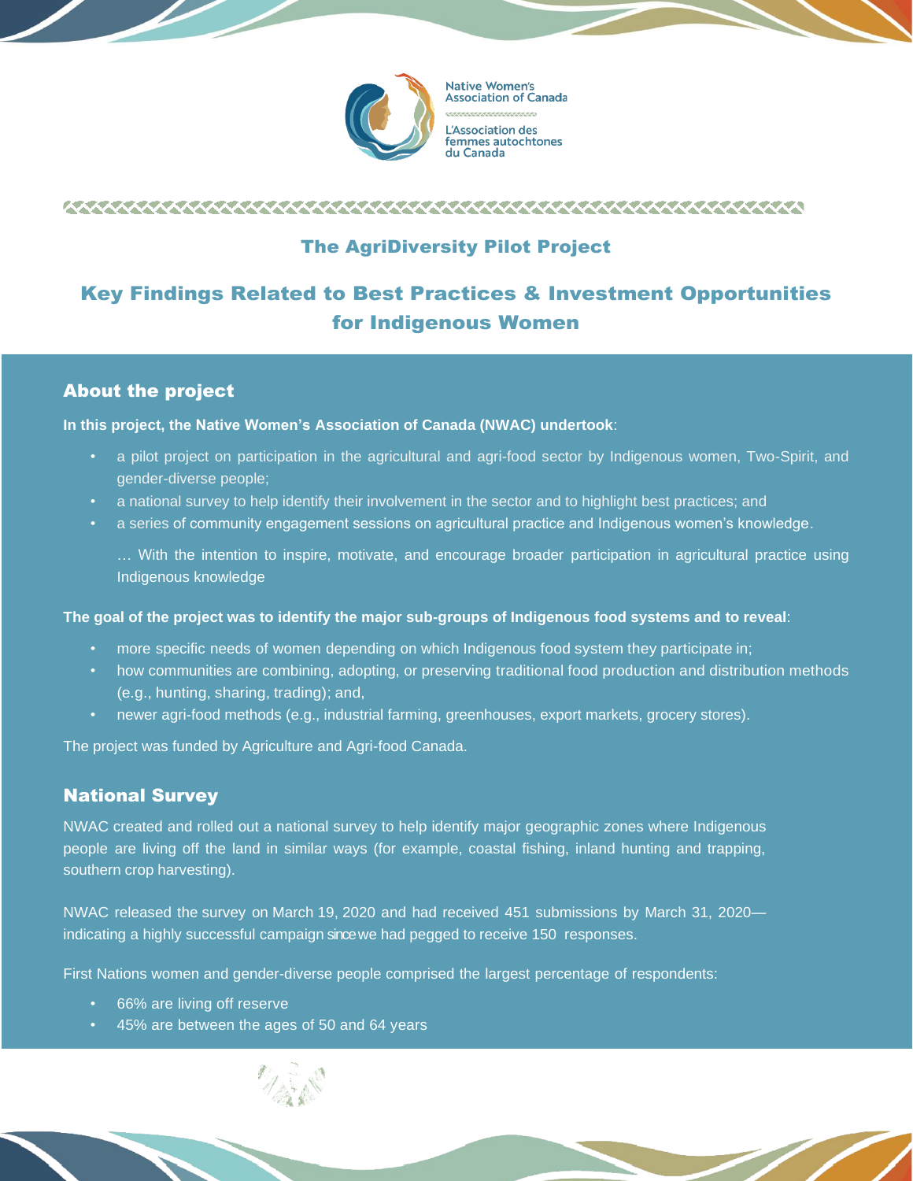Native Women's Association of Canada

L'Association des femmes autochtones du Canada

## The AgriDiversity Pilot Project

# Key Findings Related to Best Practices & Investment Opportunities for Indigenous Women

## About the project

**In this project, the Native Women's Association of Canada (NWAC) undertook**:

- a pilot project on participation in the agricultural and agri-food sector by Indigenous women, Two-Spirit, and gender-diverse people;
- a national survey to help identify their involvement in the sector and to highlight best practices; and
- a series of community engagement sessions on agricultural practice and Indigenous women's knowledge.

… With the intention to inspire, motivate, and encourage broader participation in agricultural practice using Indigenous knowledge

**The goal of the project was to identify the major sub-groups of Indigenous food systems and to reveal**:

- more specific needs of women depending on which Indigenous food system they participate in;
- how communities are combining, adopting, or preserving traditional food production and distribution methods (e.g., hunting, sharing, trading); and,
- newer agri-food methods (e.g., industrial farming, greenhouses, export markets, grocery stores).

The project was funded by Agriculture and Agri-food Canada.

## National Survey

NWAC created and rolled out a national survey to help identify major geographic zones where Indigenous people are living off the land in similar ways (for example, coastal fishing, inland hunting and trapping, southern crop harvesting).

NWAC released the survey on March 19, 2020 and had received 451 submissions by March 31, 2020—indicating a highly successful campaign since we had pegged to receive 150 responses.

First Nations women and gender-diverse people comprised the largest percentage of respondents:

- 66% are living off reserve
- 45% are between the ages of 50 and 64 years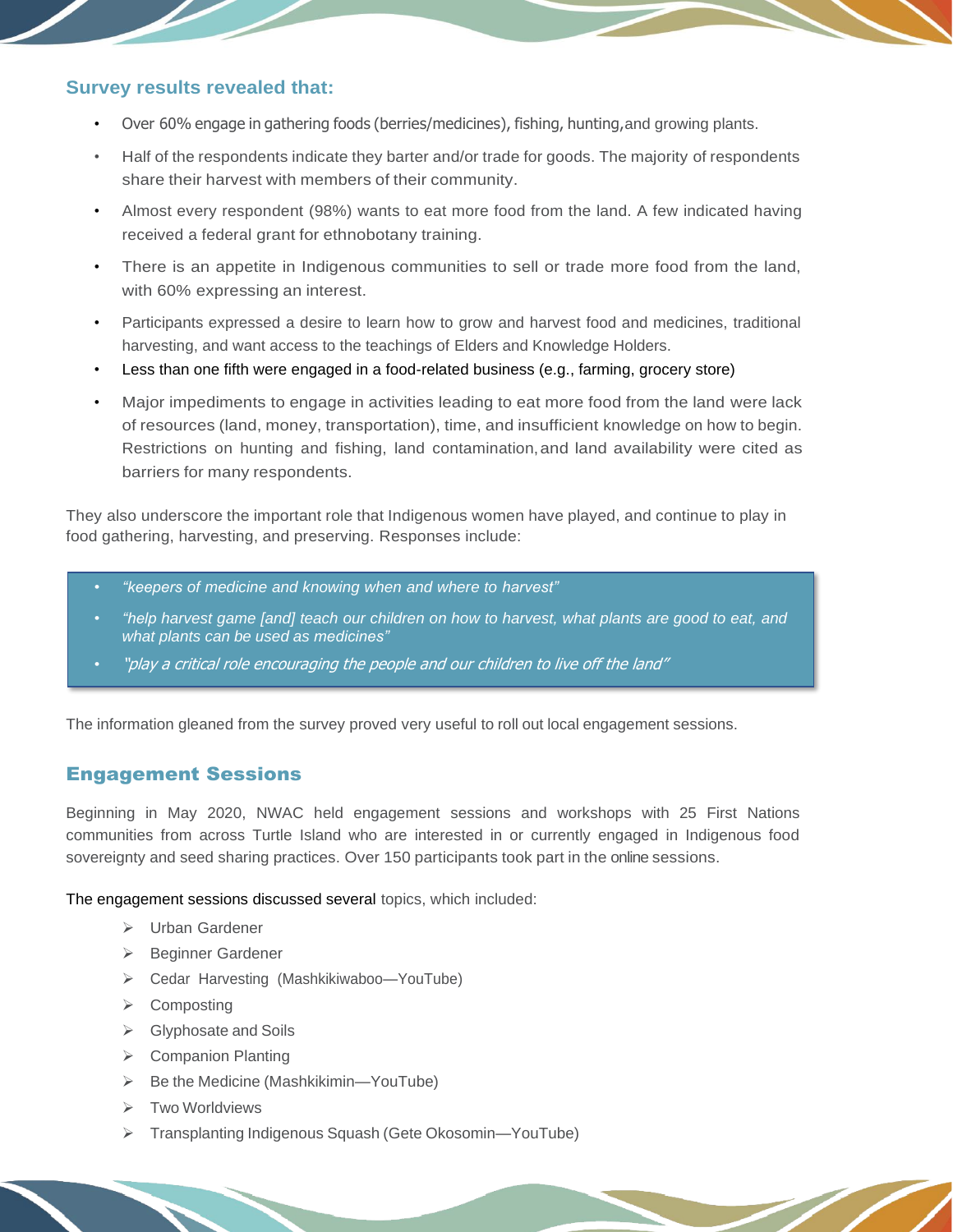### Survey results revealed that:

- Over 60% engage in gathering foods (berries/medicines), fishing, hunting, and growing plants.
- Half of the respondents indicate they barter and/or trade for goods. The majority of respondents share their harvest with members of their community.
- Almost every respondent (98%) wants to eat more food from the land. A few indicated having received a federal grant for ethnobotany training.
- There is an appetite in Indigenous communities to sell or trade more food from the land, with 60% expressing an interest.
- Participants expressed a desire to learn how to grow and harvest food and medicines, traditional harvesting, and want access to the teachings of Elders and Knowledge Holders.
- Less than one fifth were engaged in a food-related business (e.g., farming, grocery store)
- Major impediments to engage in activities leading to eat more food from the land were lack of resources (land, money, transportation), time, and insufficient knowledge on how to begin. Restrictions on hunting and fishing, land contamination, and land availability were cited as barriers for many respondents.

They also underscore the important role that Indigenous women have played, and continue to play in food gathering, harvesting, and preserving. Responses include:

- *"keepers of medicine and knowing when and where to harvest"*
- *"help harvest game [and] teach our children on how to harvest, what plants are good to eat, and what plants can be used as medicines"*
- *"play a critical role encouraging the people and our children to live off the land"*

The information gleaned from the survey proved very useful to roll out local engagement sessions.

## Engagement Sessions

Beginning in May 2020, NWAC held engagement sessions and workshops with 25 First Nations communities from across Turtle Island who are interested in or currently engaged in Indigenous food sovereignty and seed sharing practices. Over 150 participants took part in the online sessions.

The engagement sessions discussed several topics, which included:

- Urban Gardener
- Beginner Gardener
- Cedar Harvesting (Mashkikiwaboo—YouTube)
- Composting
- Glyphosate and Soils
- Companion Planting
- Be the Medicine (Mashkikimin—YouTube)
- Two Worldviews
- Transplanting Indigenous Squash (Gete Okosomin—YouTube)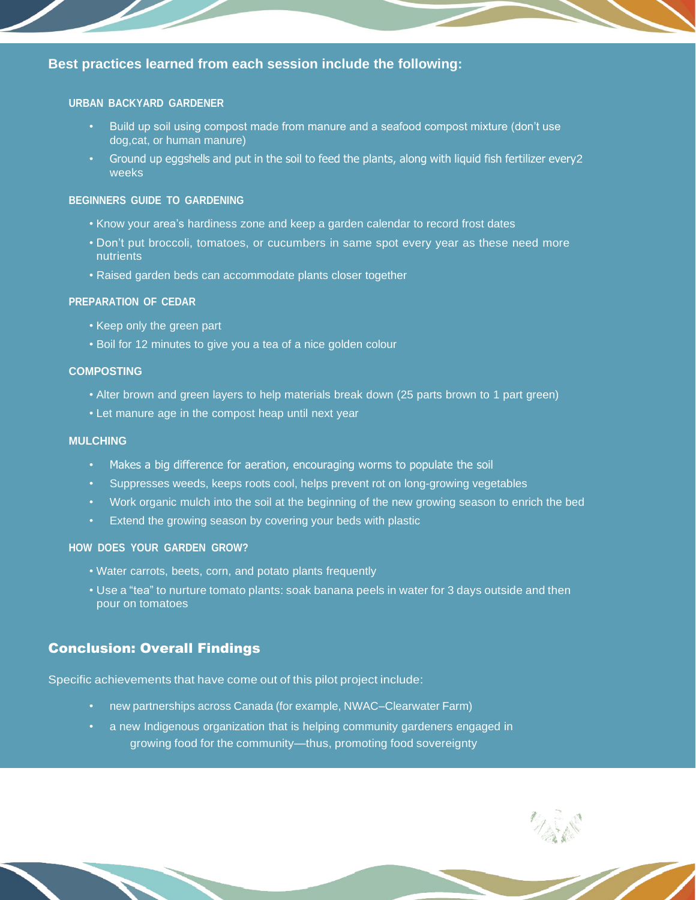## Best practices learned from each session include the following:

### URBAN BACKYARD GARDENER

- Build up soil using compost made from manure and a seafood compost mixture (don't use dog,cat, or human manure)
- Ground up eggshells and put in the soil to feed the plants, along with liquid fish fertilizer every2 weeks

### BEGINNERS GUIDE TO GARDENING

- Know your area's hardiness zone and keep a garden calendar to record frost dates
- Don't put broccoli, tomatoes, or cucumbers in same spot every year as these need more nutrients
- Raised garden beds can accommodate plants closer together

### PREPARATION OF CEDAR

- Keep only the green part
- Boil for 12 minutes to give you a tea of a nice golden colour

### COMPOSTING

- Alter brown and green layers to help materials break down (25 parts brown to 1 part green)
- Let manure age in the compost heap until next year

### MULCHING

- Makes a big difference for aeration, encouraging worms to populate the soil
- Suppresses weeds, keeps roots cool, helps prevent rot on long-growing vegetables
- Work organic mulch into the soil at the beginning of the new growing season to enrich the bed
- Extend the growing season by covering your beds with plastic

### HOW DOES YOUR GARDEN GROW?

- Water carrots, beets, corn, and potato plants frequently
- Use a "tea" to nurture tomato plants: soak banana peels in water for 3 days outside and then pour on tomatoes

## Conclusion: Overall Findings

Specific achievements that have come out of this pilot project include:

- new partnerships across Canada (for example, NWAC–Clearwater Farm)
- a new Indigenous organization that is helping community gardeners engaged in growing food for the community—thus, promoting food sovereignty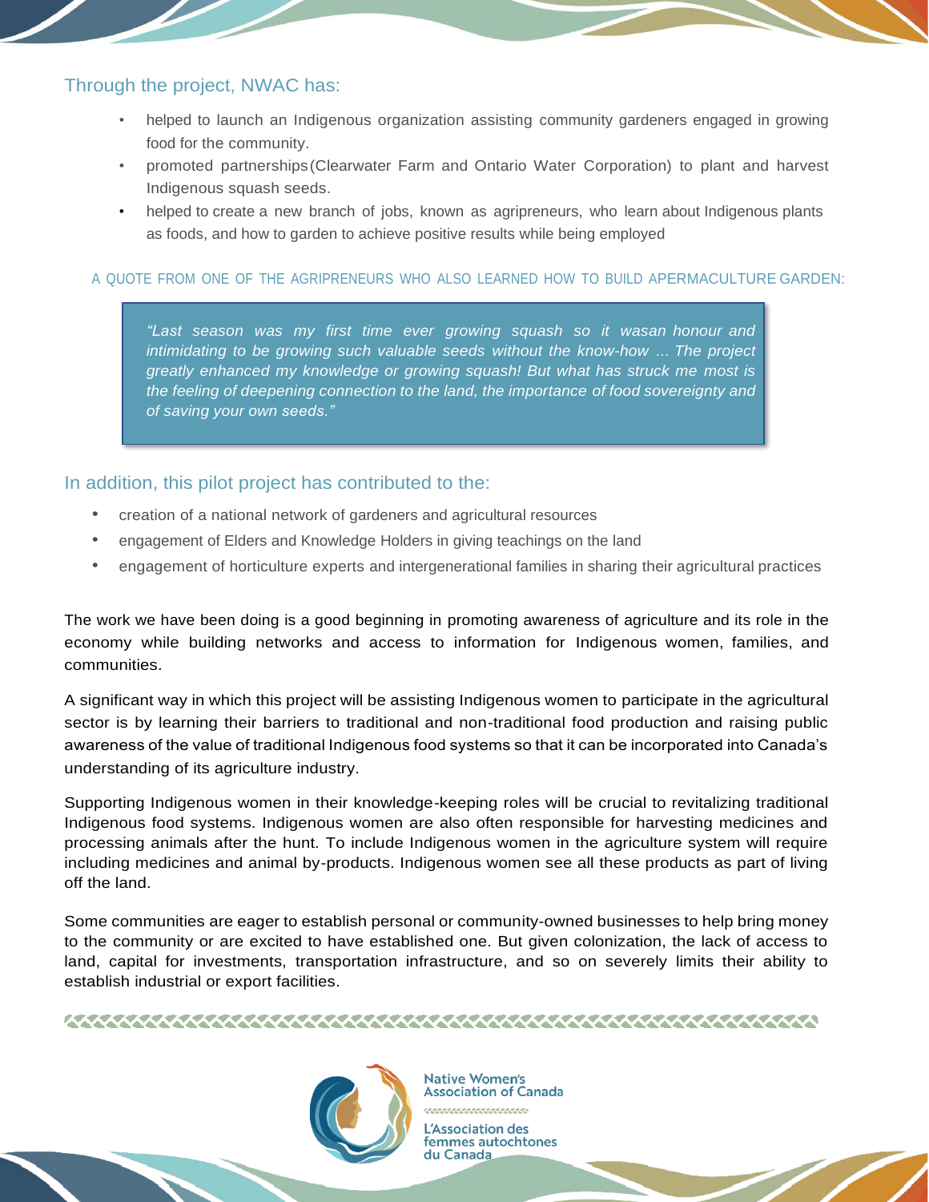## Through the project, NWAC has:

- helped to launch an Indigenous organization assisting community gardeners engaged in growing food for the community.
- promoted partnerships (Clearwater Farm and Ontario Water Corporation) to plant and harvest Indigenous squash seeds.
- helped to create a new branch of jobs, known as agripreneurs, who learn about Indigenous plants as foods, and how to garden to achieve positive results while being employed

A QUOTE FROM ONE OF THE AGRIPRENEURS WHO ALSO LEARNED HOW TO BUILD APERMACULTURE GARDEN:

> *"Last season was my first time ever growing squash so it wasan honour and intimidating to be growing such valuable seeds without the know-how ... The project greatly enhanced my knowledge or growing squash! But what has struck me most is the feeling of deepening connection to the land, the importance of food sovereignty and of saving your own seeds."*

## In addition, this pilot project has contributed to the:

- creation of a national network of gardeners and agricultural resources
- engagement of Elders and Knowledge Holders in giving teachings on the land
- engagement of horticulture experts and intergenerational families in sharing their agricultural practices

The work we have been doing is a good beginning in promoting awareness of agriculture and its role in the economy while building networks and access to information for Indigenous women, families, and communities.

A significant way in which this project will be assisting Indigenous women to participate in the agricultural sector is by learning their barriers to traditional and non-traditional food production and raising public awareness of the value of traditional Indigenous food systems so that it can be incorporated into Canada's understanding of its agriculture industry.

Supporting Indigenous women in their knowledge-keeping roles will be crucial to revitalizing traditional Indigenous food systems. Indigenous women are also often responsible for harvesting medicines and processing animals after the hunt. To include Indigenous women in the agriculture system will require including medicines and animal by-products. Indigenous women see all these products as part of living off the land.

Some communities are eager to establish personal or community-owned businesses to help bring money to the community or are excited to have established one. But given colonization, the lack of access to land, capital for investments, transportation infrastructure, and so on severely limits their ability to establish industrial or export facilities.

Native Women's Association of Canada

L'Association des femmes autochtones du Canada